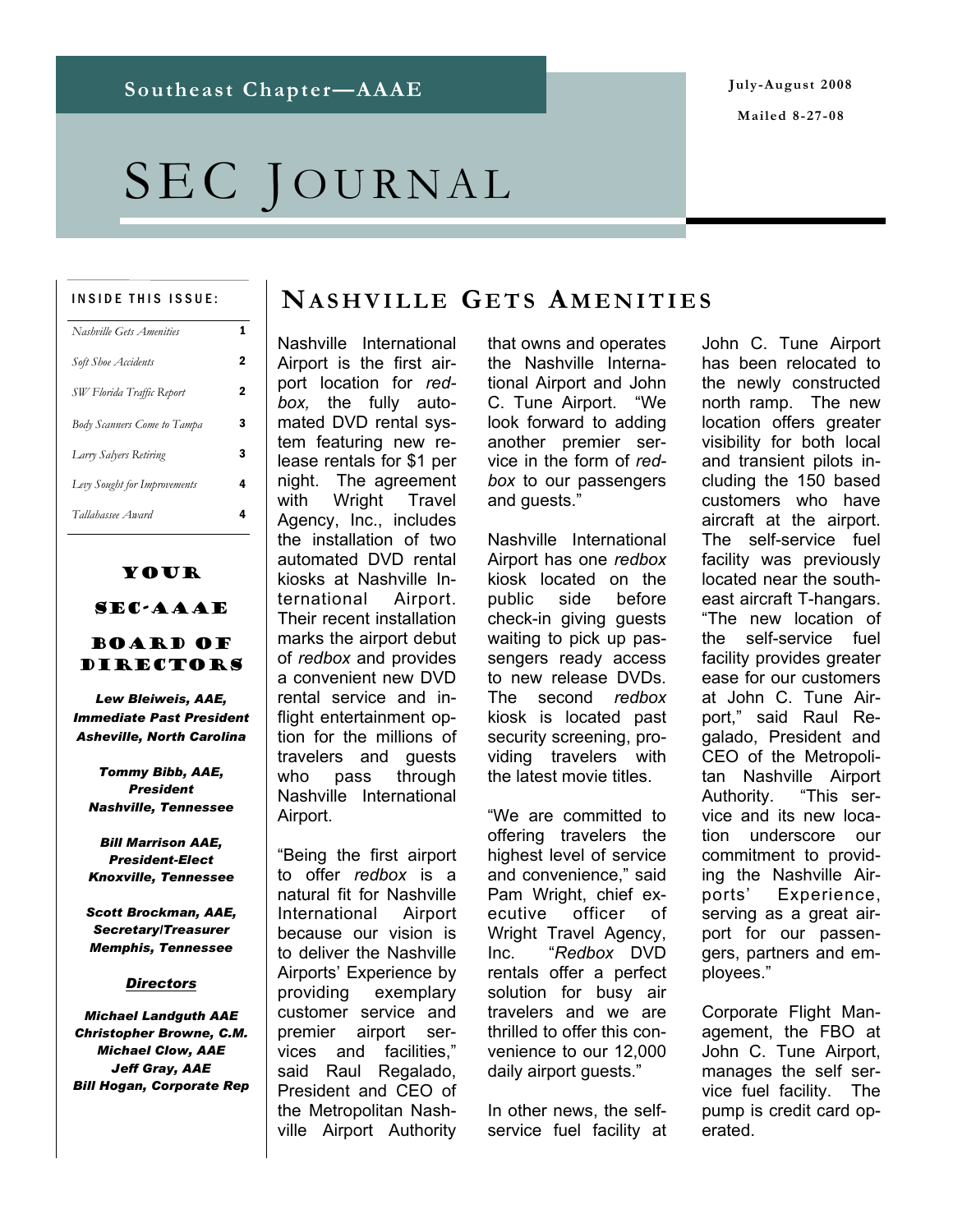Southeast Chapter—AAAE

July-August 2008

Mailed 8-27-08

# SEC Journal

**INSIDE THIS ISSUE:**

| | |
|---|---|
| *Nashville Gets Amenities* | 1 |
| *Soft Shoe Accidents* | 2 |
| *SW Florida Traffic Report* | 2 |
| *Body Scanners Come to Tampa* | 3 |
| *Larry Salyers Retiring* | 3 |
| *Levy Sought for Improvements* | 4 |
| *Tallahassee Award* | 4 |

## Your SEC-AAAE Board of Directors

***Lew Bleiweis, AAE, Immediate Past President Asheville, North Carolina***

***Tommy Bibb, AAE, President Nashville, Tennessee***

***Bill Marrison AAE, President-Elect Knoxville, Tennessee***

***Scott Brockman, AAE, Secretary/Treasurer Memphis, Tennessee***

***Directors***

***Michael Landguth AAE***
***Christopher Browne, C.M.***
***Michael Clow, AAE***
***Jeff Gray, AAE***
***Bill Hogan, Corporate Rep***

## Nashville Gets Amenities

Nashville International Airport is the first airport location for *redbox,* the fully automated DVD rental system featuring new release rentals for $1 per night. The agreement with Wright Travel Agency, Inc., includes the installation of two automated DVD rental kiosks at Nashville International Airport. Their recent installation marks the airport debut of *redbox* and provides a convenient new DVD rental service and in-flight entertainment option for the millions of travelers and guests who pass through Nashville International Airport.

"Being the first airport to offer *redbox* is a natural fit for Nashville International Airport because our vision is to deliver the Nashville Airports' Experience by providing exemplary customer service and premier airport services and facilities," said Raul Regalado, President and CEO of the Metropolitan Nashville Airport Authority that owns and operates the Nashville International Airport and John C. Tune Airport. "We look forward to adding another premier service in the form of *redbox* to our passengers and guests."

Nashville International Airport has one *redbox* kiosk located on the public side before check-in giving guests waiting to pick up passengers ready access to new release DVDs. The second *redbox* kiosk is located past security screening, providing travelers with the latest movie titles.

"We are committed to offering travelers the highest level of service and convenience," said Pam Wright, chief executive officer of Wright Travel Agency, Inc. "*Redbox* DVD rentals offer a perfect solution for busy air travelers and we are thrilled to offer this convenience to our 12,000 daily airport guests."

In other news, the self-service fuel facility at John C. Tune Airport has been relocated to the newly constructed north ramp. The new location offers greater visibility for both local and transient pilots including the 150 based customers who have aircraft at the airport. The self-service fuel facility was previously located near the southeast aircraft T-hangars. "The new location of the self-service fuel facility provides greater ease for our customers at John C. Tune Airport," said Raul Regalado, President and CEO of the Metropolitan Nashville Airport Authority. "This service and its new location underscore our commitment to providing the Nashville Airports' Experience, serving as a great airport for our passengers, partners and employees."

Corporate Flight Management, the FBO at John C. Tune Airport, manages the self service fuel facility. The pump is credit card operated.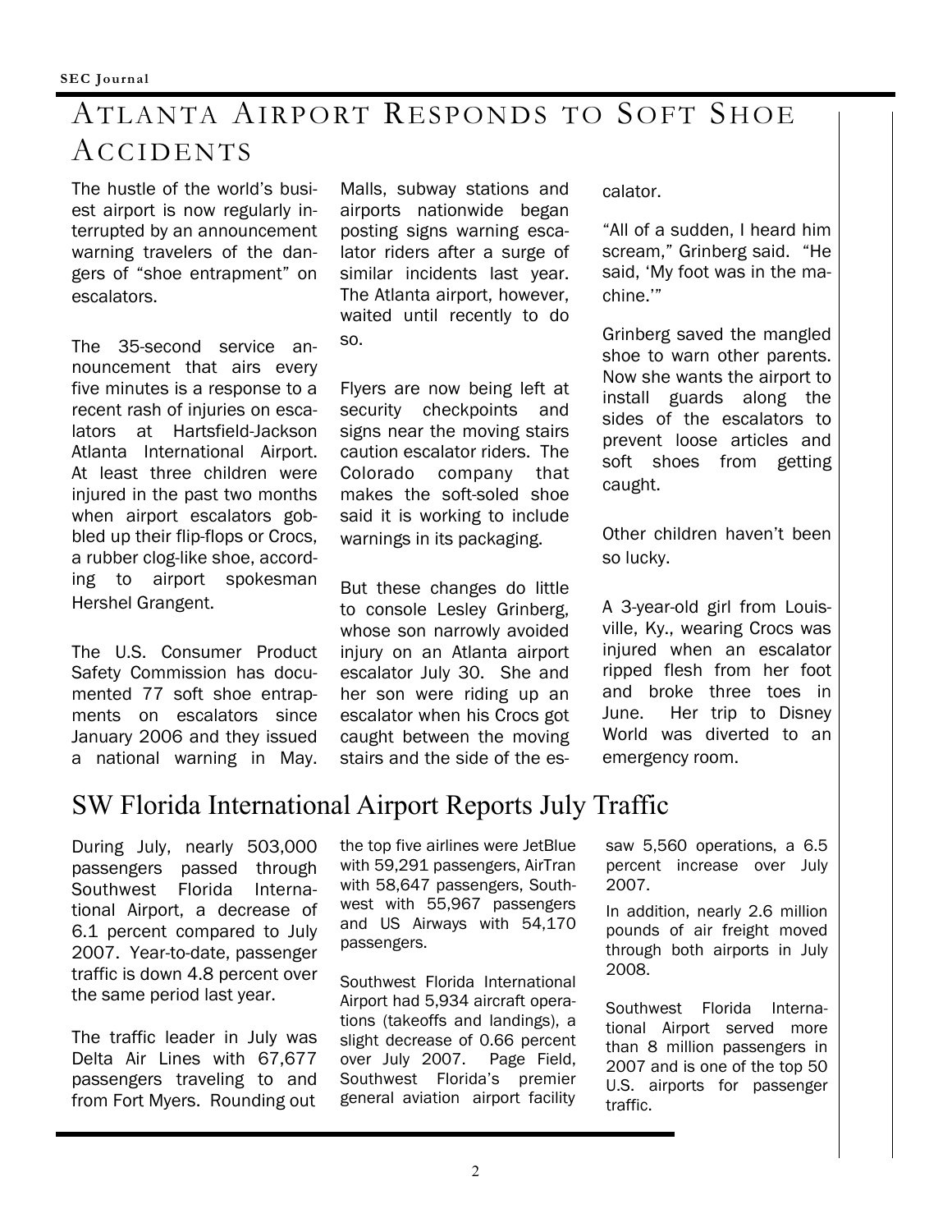# Atlanta Airport Responds to Soft Shoe Accidents

The hustle of the world's busiest airport is now regularly interrupted by an announcement warning travelers of the dangers of "shoe entrapment" on escalators.

The 35-second service announcement that airs every five minutes is a response to a recent rash of injuries on escalators at Hartsfield-Jackson Atlanta International Airport. At least three children were injured in the past two months when airport escalators gobbled up their flip-flops or Crocs, a rubber clog-like shoe, according to airport spokesman Hershel Grangent.

The U.S. Consumer Product Safety Commission has documented 77 soft shoe entrapments on escalators since January 2006 and they issued a national warning in May. Malls, subway stations and airports nationwide began posting signs warning escalator riders after a surge of similar incidents last year. The Atlanta airport, however, waited until recently to do so.

Flyers are now being left at security checkpoints and signs near the moving stairs caution escalator riders. The Colorado company that makes the soft-soled shoe said it is working to include warnings in its packaging.

But these changes do little to console Lesley Grinberg, whose son narrowly avoided injury on an Atlanta airport escalator July 30. She and her son were riding up an escalator when his Crocs got caught between the moving stairs and the side of the escalator.

"All of a sudden, I heard him scream," Grinberg said. "He said, 'My foot was in the machine.'"

Grinberg saved the mangled shoe to warn other parents. Now she wants the airport to install guards along the sides of the escalators to prevent loose articles and soft shoes from getting caught.

Other children haven't been so lucky.

A 3-year-old girl from Louisville, Ky., wearing Crocs was injured when an escalator ripped flesh from her foot and broke three toes in June. Her trip to Disney World was diverted to an emergency room.

# SW Florida International Airport Reports July Traffic

During July, nearly 503,000 passengers passed through Southwest Florida International Airport, a decrease of 6.1 percent compared to July 2007. Year-to-date, passenger traffic is down 4.8 percent over the same period last year.

The traffic leader in July was Delta Air Lines with 67,677 passengers traveling to and from Fort Myers. Rounding out the top five airlines were JetBlue with 59,291 passengers, AirTran with 58,647 passengers, Southwest with 55,967 passengers and US Airways with 54,170 passengers.

Southwest Florida International Airport had 5,934 aircraft operations (takeoffs and landings), a slight decrease of 0.66 percent over July 2007. Page Field, Southwest Florida's premier general aviation airport facility saw 5,560 operations, a 6.5 percent increase over July 2007.

In addition, nearly 2.6 million pounds of air freight moved through both airports in July 2008.

Southwest Florida International Airport served more than 8 million passengers in 2007 and is one of the top 50 U.S. airports for passenger traffic.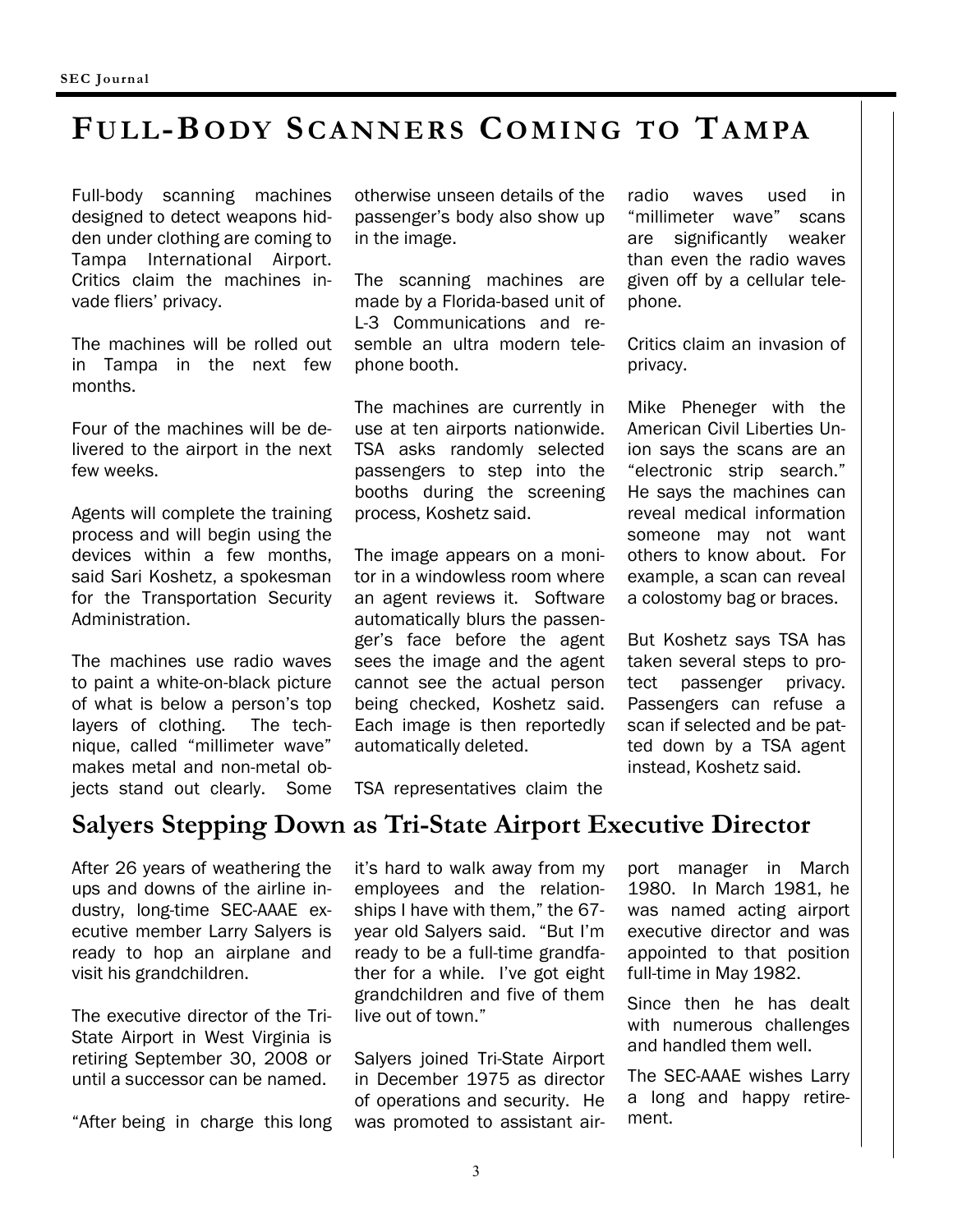# Full-Body Scanners Coming to Tampa

Full-body scanning machines designed to detect weapons hidden under clothing are coming to Tampa International Airport. Critics claim the machines invade fliers' privacy.

The machines will be rolled out in Tampa in the next few months.

Four of the machines will be delivered to the airport in the next few weeks.

Agents will complete the training process and will begin using the devices within a few months, said Sari Koshetz, a spokesman for the Transportation Security Administration.

The machines use radio waves to paint a white-on-black picture of what is below a person's top layers of clothing. The technique, called "millimeter wave" makes metal and non-metal objects stand out clearly. Some otherwise unseen details of the passenger's body also show up in the image.

The scanning machines are made by a Florida-based unit of L-3 Communications and resemble an ultra modern telephone booth.

The machines are currently in use at ten airports nationwide. TSA asks randomly selected passengers to step into the booths during the screening process, Koshetz said.

The image appears on a monitor in a windowless room where an agent reviews it. Software automatically blurs the passenger's face before the agent sees the image and the agent cannot see the actual person being checked, Koshetz said. Each image is then reportedly automatically deleted.

TSA representatives claim the radio waves used in "millimeter wave" scans are significantly weaker than even the radio waves given off by a cellular telephone.

Critics claim an invasion of privacy.

Mike Pheneger with the American Civil Liberties Union says the scans are an "electronic strip search." He says the machines can reveal medical information someone may not want others to know about. For example, a scan can reveal a colostomy bag or braces.

But Koshetz says TSA has taken several steps to protect passenger privacy. Passengers can refuse a scan if selected and be patted down by a TSA agent instead, Koshetz said.

# Salyers Stepping Down as Tri-State Airport Executive Director

After 26 years of weathering the ups and downs of the airline industry, long-time SEC-AAAE executive member Larry Salyers is ready to hop an airplane and visit his grandchildren.

The executive director of the Tri-State Airport in West Virginia is retiring September 30, 2008 or until a successor can be named.

"After being in charge this long it's hard to walk away from my employees and the relationships I have with them," the 67-year old Salyers said. "But I'm ready to be a full-time grandfather for a while. I've got eight grandchildren and five of them live out of town."

Salyers joined Tri-State Airport in December 1975 as director of operations and security. He was promoted to assistant airport manager in March 1980. In March 1981, he was named acting airport executive director and was appointed to that position full-time in May 1982.

Since then he has dealt with numerous challenges and handled them well.

The SEC-AAAE wishes Larry a long and happy retirement.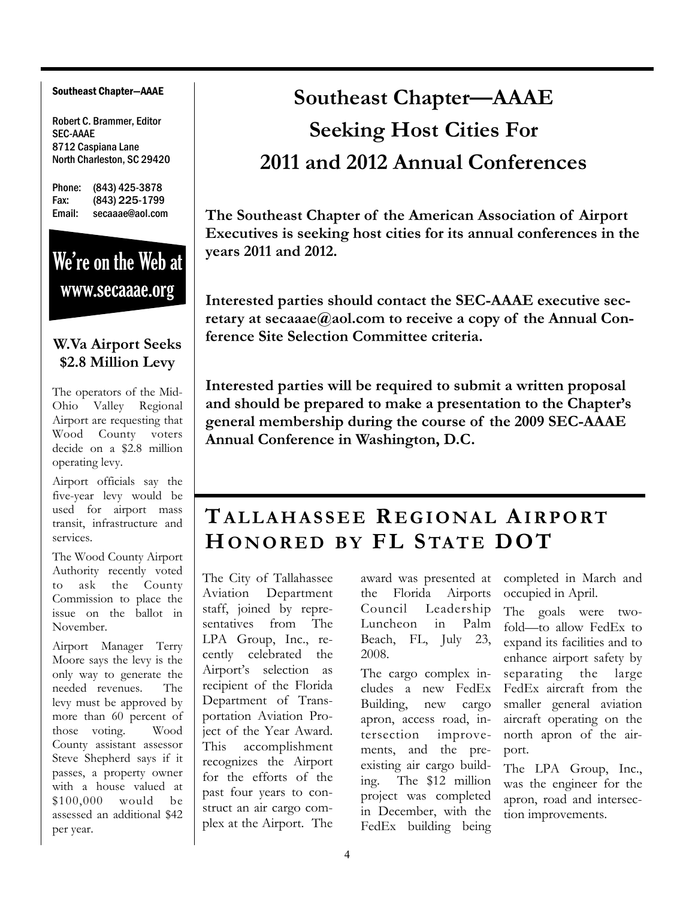**Southeast Chapter—AAAE**

Robert C. Brammer, Editor
SEC-AAAE
8712 Caspiana Lane
North Charleston, SC 29420

Phone: (843) 425-3878
Fax: (843) 225-1799
Email: secaaae@aol.com

**We're on the Web at www.secaaae.org**

### W.Va Airport Seeks $2.8 Million Levy

The operators of the Mid-Ohio Valley Regional Airport are requesting that Wood County voters decide on a $2.8 million operating levy.

Airport officials say the five-year levy would be used for airport mass transit, infrastructure and services.

The Wood County Airport Authority recently voted to ask the County Commission to place the issue on the ballot in November.

Airport Manager Terry Moore says the levy is the only way to generate the needed revenues. The levy must be approved by more than 60 percent of those voting. Wood County assistant assessor Steve Shepherd says if it passes, a property owner with a house valued at $100,000 would be assessed an additional $42 per year.

# Southeast Chapter—AAAE Seeking Host Cities For 2011 and 2012 Annual Conferences

**The Southeast Chapter of the American Association of Airport Executives is seeking host cities for its annual conferences in the years 2011 and 2012.**

**Interested parties should contact the SEC-AAAE executive secretary at secaaae@aol.com to receive a copy of the Annual Conference Site Selection Committee criteria.**

**Interested parties will be required to submit a written proposal and should be prepared to make a presentation to the Chapter's general membership during the course of the 2009 SEC-AAAE Annual Conference in Washington, D.C.**

## Tallahassee Regional Airport Honored by FL State DOT

The City of Tallahassee Aviation Department staff, joined by representatives from The LPA Group, Inc., recently celebrated the Airport's selection as recipient of the Florida Department of Transportation Aviation Project of the Year Award. This accomplishment recognizes the Airport for the efforts of the past four years to construct an air cargo complex at the Airport. The award was presented at the Florida Airports Council Leadership Luncheon in Palm Beach, FL, July 23, 2008.

The cargo complex includes a new FedEx Building, new cargo apron, access road, intersection improvements, and the pre-existing air cargo building. The $12 million project was completed in December, with the FedEx building being completed in March and occupied in April.

The goals were two-fold—to allow FedEx to expand its facilities and to enhance airport safety by separating the large FedEx aircraft from the smaller general aviation aircraft operating on the north apron of the airport.

The LPA Group, Inc., was the engineer for the apron, road and intersection improvements.